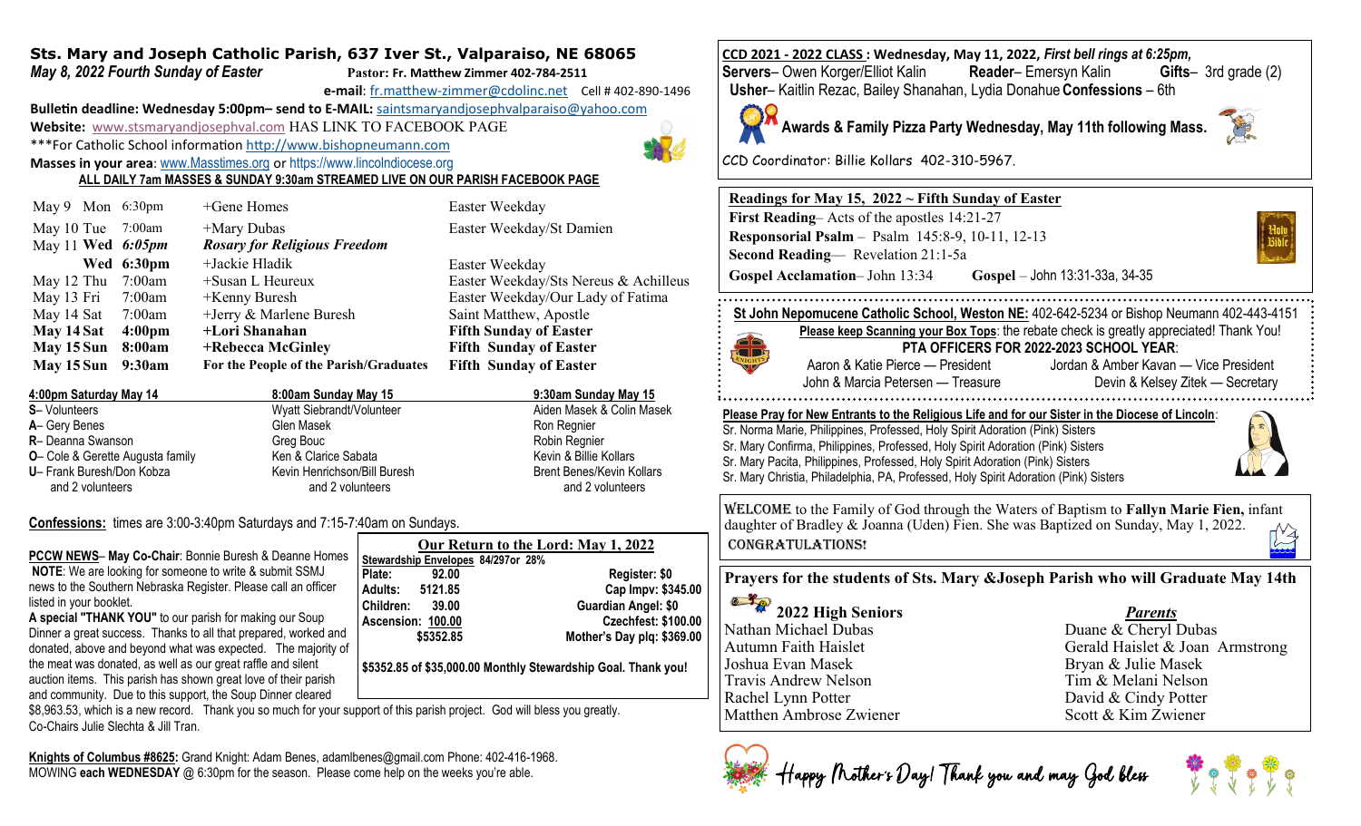## Sts. Mary and Joseph Catholic Parish, 637 Iver St., Valparaiso, NE 68065

***May 8, 2022 Fourth Sunday of Easter*** **Pastor: Fr. Matthew Zimmer 402-784-2511**

**e-mail**: fr.matthew-zimmer@cdolinc.net Cell # 402-890-1496

**Bulletin deadline: Wednesday 5:00pm– send to E-MAIL:** saintsmaryandjosephvalparaiso@yahoo.com

**Website:** www.stsmaryandjosephval.com HAS LINK TO FACEBOOK PAGE

***For Catholic School information http://www.bishopneumann.com

**Masses in your area**: www.Masstimes.org or https://www.lincolndiocese.org

**ALL DAILY 7am MASSES & SUNDAY 9:30am STREAMED LIVE ON OUR PARISH FACEBOOK PAGE**

| | | | |
|---|---|---|---|
| May 9 Mon | 6:30pm | +Gene Homes | Easter Weekday |
| May 10 Tue | 7:00am | +Mary Dubas | Easter Weekday/St Damien |
| May 11 **Wed** | ***6:05pm*** | ***Rosary for Religious Freedom*** | |
| **Wed** | **6:30pm** | +Jackie Hladik | Easter Weekday |
| May 12 Thu | 7:00am | +Susan L Heureux | Easter Weekday/Sts Nereus & Achilleus |
| May 13 Fri | 7:00am | +Kenny Buresh | Easter Weekday/Our Lady of Fatima |
| May 14 Sat | 7:00am | +Jerry & Marlene Buresh | Saint Matthew, Apostle |
| **May 14 Sat** | **4:00pm** | **+Lori Shanahan** | **Fifth Sunday of Easter** |
| **May 15 Sun** | **8:00am** | **+Rebecca McGinley** | **Fifth Sunday of Easter** |
| **May 15 Sun** | **9:30am** | **For the People of the Parish/Graduates** | **Fifth Sunday of Easter** |

| **4:00pm Saturday May 14** | **8:00am Sunday May 15** | **9:30am Sunday May 15** |
|---|---|---|
| **S**– Volunteers | Wyatt Siebrandt/Volunteer | Aiden Masek & Colin Masek |
| **A**– Gery Benes | Glen Masek | Ron Regnier |
| **R**– Deanna Swanson | Greg Bouc | Robin Regnier |
| **O**– Cole & Gerette Augusta family | Ken & Clarice Sabata | Kevin & Billie Kollars |
| **U**– Frank Buresh/Don Kobza | Kevin Henrichson/Bill Buresh | Brent Benes/Kevin Kollars |
| and 2 volunteers | and 2 volunteers | and 2 volunteers |

**Confessions:** times are 3:00-3:40pm Saturdays and 7:15-7:40am on Sundays.

**PCCW NEWS**– **May Co-Chair**: Bonnie Buresh & Deanne Homes

**NOTE**: We are looking for someone to write & submit SSMJ news to the Southern Nebraska Register. Please call an officer listed in your booklet.

**A special "THANK YOU"** to our parish for making our Soup Dinner a great success. Thanks to all that prepared, worked and donated, above and beyond what was expected. The majority of the meat was donated, as well as our great raffle and silent auction items. This parish has shown great love of their parish and community. Due to this support, the Soup Dinner cleared $8,963.53, which is a new record. Thank you so much for your support of this parish project. God will bless you greatly. Co-Chairs Julie Slechta & Jill Tran.

**Our Return to the Lord: May 1, 2022**

**Stewardship Envelopes 84/297or 28%**

| | | | |
|---|---|---|---|
| **Plate:** | **92.00** | **Register:** | **$0** |
| **Adults:** | **5121.85** | **Cap Impv:** | **$345.00** |
| **Children:** | **39.00** | **Guardian Angel:** | **$0** |
| **Ascension:** | **100.00** | **Czechfest:** | **$100.00** |
| | **$5352.85** | **Mother's Day plg:** | **$369.00** |

**$5352.85 of $35,000.00 Monthly Stewardship Goal. Thank you!**

**Knights of Columbus #8625:** Grand Knight: Adam Benes, adamlbenes@gmail.com Phone: 402-416-1968. MOWING **each WEDNESDAY** @ 6:30pm for the season. Please come help on the weeks you're able.

**CCD 2021 - 2022 CLASS : Wednesday, May 11, 2022,** ***First bell rings at 6:25pm,***

**Servers**– Owen Korger/Elliot Kalin **Reader**– Emersyn Kalin **Gifts**– 3rd grade (2)

**Usher**– Kaitlin Rezac, Bailey Shanahan, Lydia Donahue **Confessions** – 6th

**Awards & Family Pizza Party Wednesday, May 11th following Mass.**

CCD Coordinator: Billie Kollars 402-310-5967.

**Readings for May 15, 2022 ~ Fifth Sunday of Easter**

**First Reading**– Acts of the apostles 14:21-27

**Responsorial Psalm** – Psalm 145:8-9, 10-11, 12-13

**Second Reading**— Revelation 21:1-5a

**Gospel Acclamation**– John 13:34 **Gospel** – John 13:31-33a, 34-35

**St John Nepomucene Catholic School, Weston NE:** 402-642-5234 or Bishop Neumann 402-443-4151

**Please keep Scanning your Box Tops**: the rebate check is greatly appreciated! Thank You!

**PTA OFFICERS FOR 2022-2023 SCHOOL YEAR**:

Aaron & Katie Pierce — President | Jordan & Amber Kavan — Vice President

John & Marcia Petersen — Treasure | Devin & Kelsey Zitek — Secretary

**Please Pray for New Entrants to the Religious Life and for our Sister in the Diocese of Lincoln**:

Sr. Norma Marie, Philippines, Professed, Holy Spirit Adoration (Pink) Sisters
Sr. Mary Confirma, Philippines, Professed, Holy Spirit Adoration (Pink) Sisters
Sr. Mary Pacita, Philippines, Professed, Holy Spirit Adoration (Pink) Sisters
Sr. Mary Christia, Philadelphia, PA, Professed, Holy Spirit Adoration (Pink) Sisters

WELCOME to the Family of God through the Waters of Baptism to **Fallyn Marie Fien,** infant daughter of Bradley & Joanna (Uden) Fien. She was Baptized on Sunday, May 1, 2022. CONGRATULATIONS!

**Prayers for the students of Sts. Mary &Joseph Parish who will Graduate May 14th**

| **2022 High Seniors** | ***Parents*** |
|---|---|
| Nathan Michael Dubas | Duane & Cheryl Dubas |
| Autumn Faith Haislet | Gerald Haislet & Joan Armstrong |
| Joshua Evan Masek | Bryan & Julie Masek |
| Travis Andrew Nelson | Tim & Melani Nelson |
| Rachel Lynn Potter | David & Cindy Potter |
| Matthen Ambrose Zwiener | Scott & Kim Zwiener |

Happy Mother's Day! Thank you and may God bless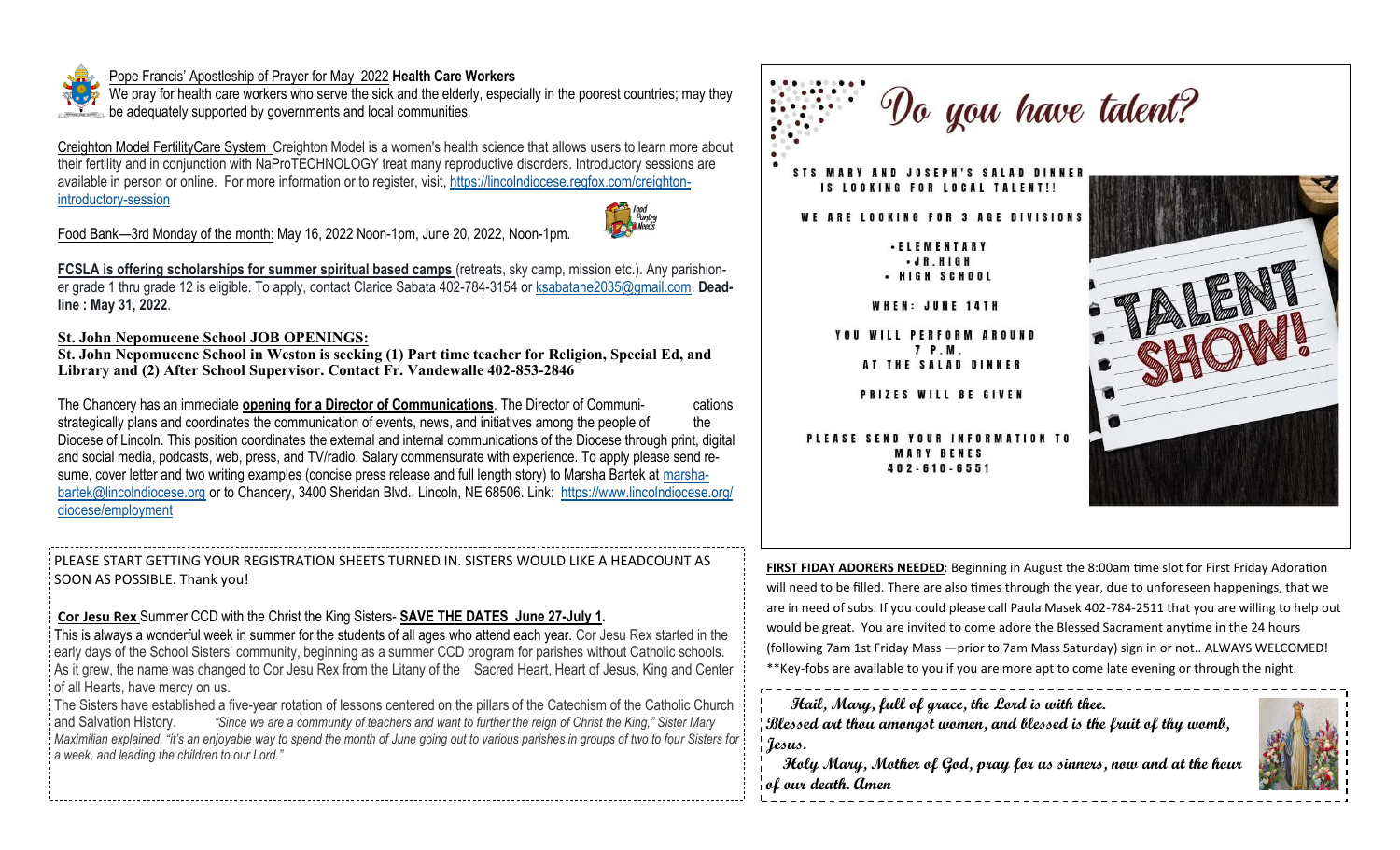Pope Francis' Apostleship of Prayer for May 2022 **Health Care Workers**

We pray for health care workers who serve the sick and the elderly, especially in the poorest countries; may they be adequately supported by governments and local communities.

Creighton Model FertilityCare System Creighton Model is a women's health science that allows users to learn more about their fertility and in conjunction with NaProTECHNOLOGY treat many reproductive disorders. Introductory sessions are available in person or online. For more information or to register, visit, https://lincolndiocese.regfox.com/creighton-introductory-session

Food Bank—3rd Monday of the month: May 16, 2022 Noon-1pm, June 20, 2022, Noon-1pm.

**FCSLA is offering scholarships for summer spiritual based camps** (retreats, sky camp, mission etc.). Any parishioner grade 1 thru grade 12 is eligible. To apply, contact Clarice Sabata 402-784-3154 or ksabatane2035@gmail.com. **Deadline : May 31, 2022**.

**St. John Nepomucene School JOB OPENINGS:**

**St. John Nepomucene School in Weston is seeking (1) Part time teacher for Religion, Special Ed, and Library and (2) After School Supervisor. Contact Fr. Vandewalle 402-853-2846**

The Chancery has an immediate **opening for a Director of Communications**. The Director of Communications strategically plans and coordinates the communication of events, news, and initiatives among the people of the Diocese of Lincoln. This position coordinates the external and internal communications of the Diocese through print, digital and social media, podcasts, web, press, and TV/radio. Salary commensurate with experience. To apply please send resume, cover letter and two writing examples (concise press release and full length story) to Marsha Bartek at marsha-bartek@lincolndiocese.org or to Chancery, 3400 Sheridan Blvd., Lincoln, NE 68506. Link: https://www.lincolndiocese.org/diocese/employment

PLEASE START GETTING YOUR REGISTRATION SHEETS TURNED IN. SISTERS WOULD LIKE A HEADCOUNT AS SOON AS POSSIBLE. Thank you!

**Cor Jesu Rex** Summer CCD with the Christ the King Sisters- **SAVE THE DATES June 27-July 1.**

This is always a wonderful week in summer for the students of all ages who attend each year. Cor Jesu Rex started in the early days of the School Sisters' community, beginning as a summer CCD program for parishes without Catholic schools. As it grew, the name was changed to Cor Jesu Rex from the Litany of the Sacred Heart, Heart of Jesus, King and Center of all Hearts, have mercy on us.

The Sisters have established a five-year rotation of lessons centered on the pillars of the Catechism of the Catholic Church and Salvation History. *"Since we are a community of teachers and want to further the reign of Christ the King," Sister Mary Maximilian explained, "it's an enjoyable way to spend the month of June going out to various parishes in groups of two to four Sisters for a week, and leading the children to our Lord."*

# Do you have talent?

STS MARY AND JOSEPH'S SALAD DINNER IS LOOKING FOR LOCAL TALENT!!

WE ARE LOOKING FOR 3 AGE DIVISIONS

- ELEMENTARY
- JR.HIGH
- HIGH SCHOOL

WHEN: JUNE 14TH

YOU WILL PERFORM AROUND 7 P.M. AT THE SALAD DINNER

PRIZES WILL BE GIVEN

PLEASE SEND YOUR INFORMATION TO MARY BENES 402-610-6551

**FIRST FIDAY ADORERS NEEDED**: Beginning in August the 8:00am time slot for First Friday Adoration will need to be filled. There are also times through the year, due to unforeseen happenings, that we are in need of subs. If you could please call Paula Masek 402-784-2511 that you are willing to help out would be great. You are invited to come adore the Blessed Sacrament anytime in the 24 hours (following 7am 1st Friday Mass —prior to 7am Mass Saturday) sign in or not.. ALWAYS WELCOMED! **Key-fobs are available to you if you are more apt to come late evening or through the night.

**Hail, Mary, full of grace, the Lord is with thee.**
**Blessed art thou amongst women, and blessed is the fruit of thy womb, Jesus.**
**Holy Mary, Mother of God, pray for us sinners, now and at the hour of our death. Amen**